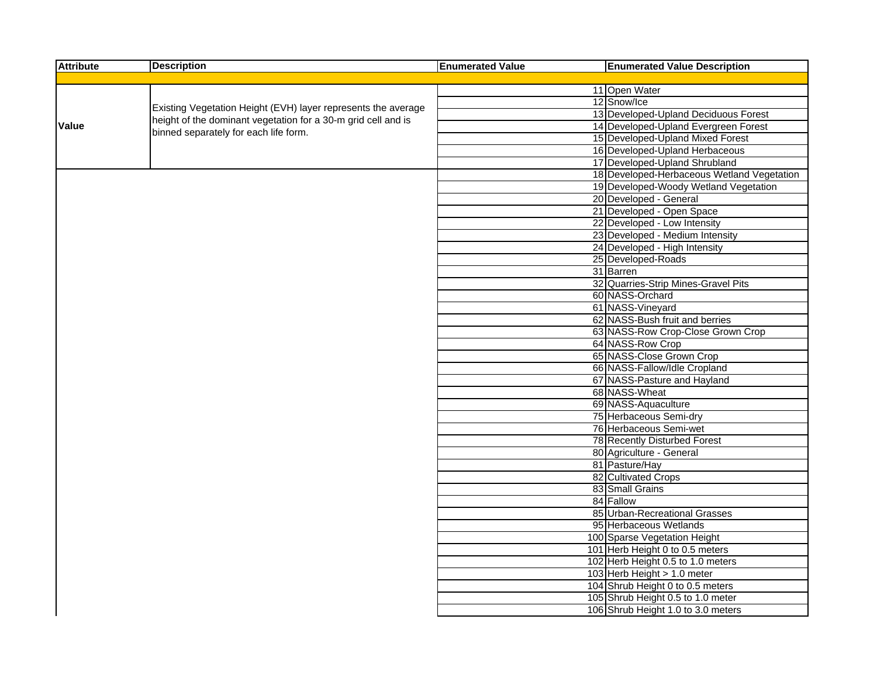| Attribute | Description | Enumerated Value | Enumerated Value Description |
|---|---|---|---|
| | | | |
| Value | Existing Vegetation Height (EVH) layer represents the average height of the dominant vegetation for a 30-m grid cell and is binned separately for each life form. | 11 | Open Water |
| | | 12 | Snow/Ice |
| | | 13 | Developed-Upland Deciduous Forest |
| | | 14 | Developed-Upland Evergreen Forest |
| | | 15 | Developed-Upland Mixed Forest |
| | | 16 | Developed-Upland Herbaceous |
| | | 17 | Developed-Upland Shrubland |
| | | 18 | Developed-Herbaceous Wetland Vegetation |
| | | 19 | Developed-Woody Wetland Vegetation |
| | | 20 | Developed - General |
| | | 21 | Developed - Open Space |
| | | 22 | Developed - Low Intensity |
| | | 23 | Developed - Medium Intensity |
| | | 24 | Developed - High Intensity |
| | | 25 | Developed-Roads |
| | | 31 | Barren |
| | | 32 | Quarries-Strip Mines-Gravel Pits |
| | | 60 | NASS-Orchard |
| | | 61 | NASS-Vineyard |
| | | 62 | NASS-Bush fruit and berries |
| | | 63 | NASS-Row Crop-Close Grown Crop |
| | | 64 | NASS-Row Crop |
| | | 65 | NASS-Close Grown Crop |
| | | 66 | NASS-Fallow/Idle Cropland |
| | | 67 | NASS-Pasture and Hayland |
| | | 68 | NASS-Wheat |
| | | 69 | NASS-Aquaculture |
| | | 75 | Herbaceous Semi-dry |
| | | 76 | Herbaceous Semi-wet |
| | | 78 | Recently Disturbed Forest |
| | | 80 | Agriculture - General |
| | | 81 | Pasture/Hay |
| | | 82 | Cultivated Crops |
| | | 83 | Small Grains |
| | | 84 | Fallow |
| | | 85 | Urban-Recreational Grasses |
| | | 95 | Herbaceous Wetlands |
| | | 100 | Sparse Vegetation Height |
| | | 101 | Herb Height 0 to 0.5 meters |
| | | 102 | Herb Height 0.5 to 1.0 meters |
| | | 103 | Herb Height > 1.0 meter |
| | | 104 | Shrub Height 0 to 0.5 meters |
| | | 105 | Shrub Height 0.5 to 1.0 meter |
| | | 106 | Shrub Height 1.0 to 3.0 meters |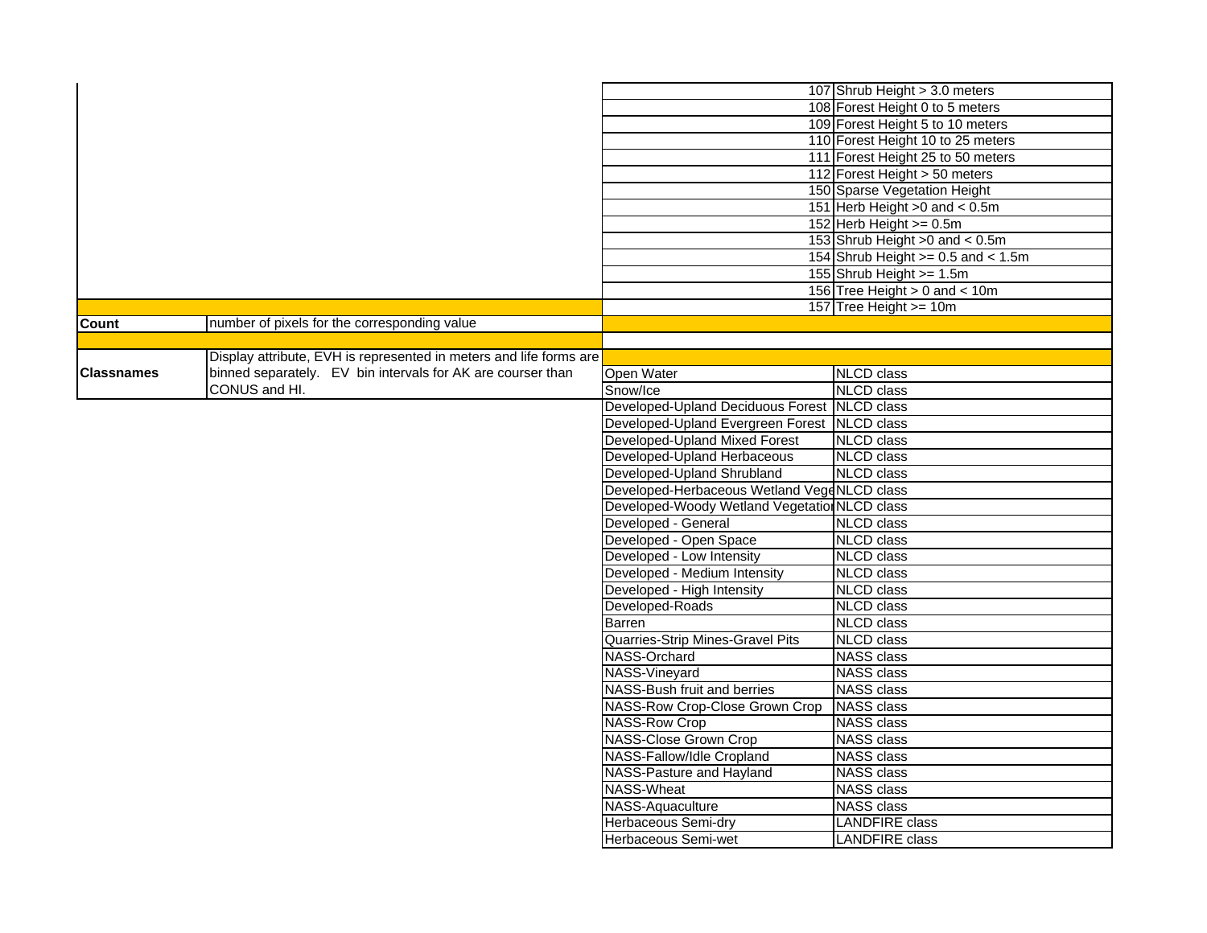| | | | |
|---|---|---|---|
| | | 107 | Shrub Height > 3.0 meters |
| | | 108 | Forest Height 0 to 5 meters |
| | | 109 | Forest Height 5 to 10 meters |
| | | 110 | Forest Height 10 to 25 meters |
| | | 111 | Forest Height 25 to 50 meters |
| | | 112 | Forest Height > 50 meters |
| | | 150 | Sparse Vegetation Height |
| | | 151 | Herb Height >0 and < 0.5m |
| | | 152 | Herb Height >= 0.5m |
| | | 153 | Shrub Height >0 and < 0.5m |
| | | 154 | Shrub Height >= 0.5 and < 1.5m |
| | | 155 | Shrub Height >= 1.5m |
| | | 156 | Tree Height > 0 and < 10m |
| | | 157 | Tree Height >= 10m |
| **Count** | number of pixels for the corresponding value | | |
| | | | |
| **Classnames** | Display attribute, EVH is represented in meters and life forms are binned separately. EV bin intervals for AK are courser than CONUS and HI. | | |
| | | Open Water | NLCD class |
| | | Snow/Ice | NLCD class |
| | | Developed-Upland Deciduous Forest | NLCD class |
| | | Developed-Upland Evergreen Forest | NLCD class |
| | | Developed-Upland Mixed Forest | NLCD class |
| | | Developed-Upland Herbaceous | NLCD class |
| | | Developed-Upland Shrubland | NLCD class |
| | | Developed-Herbaceous Wetland Vege | NLCD class |
| | | Developed-Woody Wetland Vegetatio | NLCD class |
| | | Developed - General | NLCD class |
| | | Developed - Open Space | NLCD class |
| | | Developed - Low Intensity | NLCD class |
| | | Developed - Medium Intensity | NLCD class |
| | | Developed - High Intensity | NLCD class |
| | | Developed-Roads | NLCD class |
| | | Barren | NLCD class |
| | | Quarries-Strip Mines-Gravel Pits | NLCD class |
| | | NASS-Orchard | NASS class |
| | | NASS-Vineyard | NASS class |
| | | NASS-Bush fruit and berries | NASS class |
| | | NASS-Row Crop-Close Grown Crop | NASS class |
| | | NASS-Row Crop | NASS class |
| | | NASS-Close Grown Crop | NASS class |
| | | NASS-Fallow/Idle Cropland | NASS class |
| | | NASS-Pasture and Hayland | NASS class |
| | | NASS-Wheat | NASS class |
| | | NASS-Aquaculture | NASS class |
| | | Herbaceous Semi-dry | LANDFIRE class |
| | | Herbaceous Semi-wet | LANDFIRE class |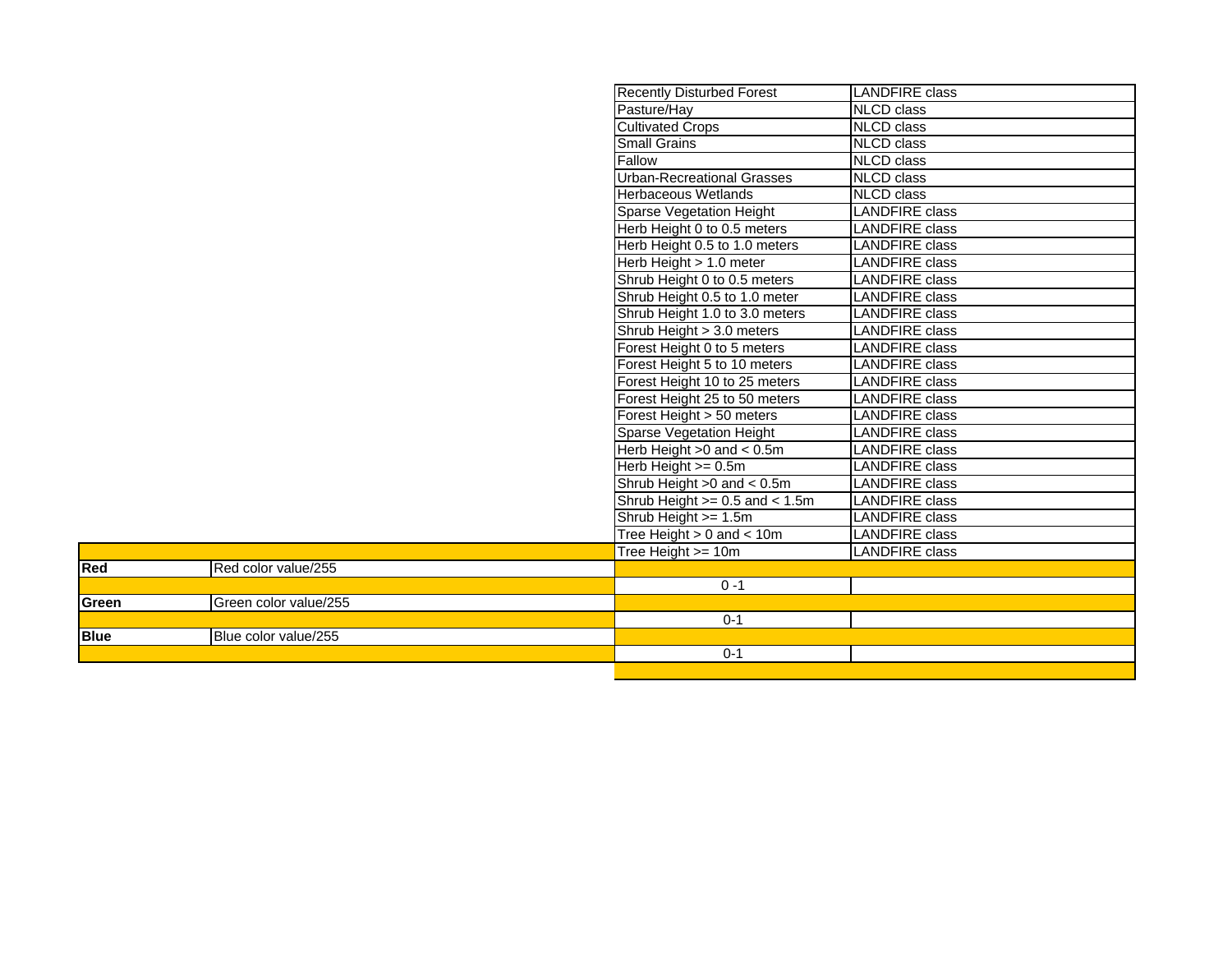| | |
|---|---|
| Recently Disturbed Forest | LANDFIRE class |
| Pasture/Hay | NLCD class |
| Cultivated Crops | NLCD class |
| Small Grains | NLCD class |
| Fallow | NLCD class |
| Urban-Recreational Grasses | NLCD class |
| Herbaceous Wetlands | NLCD class |
| Sparse Vegetation Height | LANDFIRE class |
| Herb Height 0 to 0.5 meters | LANDFIRE class |
| Herb Height 0.5 to 1.0 meters | LANDFIRE class |
| Herb Height > 1.0 meter | LANDFIRE class |
| Shrub Height 0 to 0.5 meters | LANDFIRE class |
| Shrub Height 0.5 to 1.0 meter | LANDFIRE class |
| Shrub Height 1.0 to 3.0 meters | LANDFIRE class |
| Shrub Height > 3.0 meters | LANDFIRE class |
| Forest Height 0 to 5 meters | LANDFIRE class |
| Forest Height 5 to 10 meters | LANDFIRE class |
| Forest Height 10 to 25 meters | LANDFIRE class |
| Forest Height 25 to 50 meters | LANDFIRE class |
| Forest Height > 50 meters | LANDFIRE class |
| Sparse Vegetation Height | LANDFIRE class |
| Herb Height >0 and < 0.5m | LANDFIRE class |
| Herb Height >= 0.5m | LANDFIRE class |
| Shrub Height >0 and < 0.5m | LANDFIRE class |
| Shrub Height >= 0.5 and < 1.5m | LANDFIRE class |
| Shrub Height >= 1.5m | LANDFIRE class |
| Tree Height > 0 and < 10m | LANDFIRE class |
| Tree Height >= 10m | LANDFIRE class |

| | | | |
|---|---|---|---|
| **Red** | Red color value/255 | 0 -1 | |
| **Green** | Green color value/255 | 0-1 | |
| **Blue** | Blue color value/255 | 0-1 | |